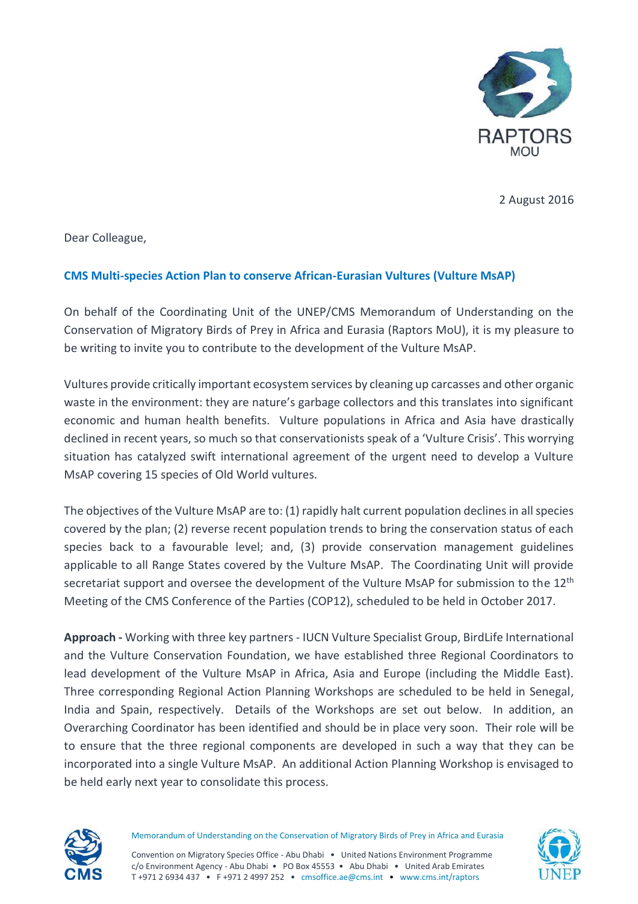RAPTORS MOU

2 August 2016

Dear Colleague,

**CMS Multi-species Action Plan to conserve African-Eurasian Vultures (Vulture MsAP)**

On behalf of the Coordinating Unit of the UNEP/CMS Memorandum of Understanding on the Conservation of Migratory Birds of Prey in Africa and Eurasia (Raptors MoU), it is my pleasure to be writing to invite you to contribute to the development of the Vulture MsAP.

Vultures provide critically important ecosystem services by cleaning up carcasses and other organic waste in the environment: they are nature's garbage collectors and this translates into significant economic and human health benefits. Vulture populations in Africa and Asia have drastically declined in recent years, so much so that conservationists speak of a 'Vulture Crisis'. This worrying situation has catalyzed swift international agreement of the urgent need to develop a Vulture MsAP covering 15 species of Old World vultures.

The objectives of the Vulture MsAP are to: (1) rapidly halt current population declines in all species covered by the plan; (2) reverse recent population trends to bring the conservation status of each species back to a favourable level; and, (3) provide conservation management guidelines applicable to all Range States covered by the Vulture MsAP. The Coordinating Unit will provide secretariat support and oversee the development of the Vulture MsAP for submission to the 12th Meeting of the CMS Conference of the Parties (COP12), scheduled to be held in October 2017.

**Approach -** Working with three key partners - IUCN Vulture Specialist Group, BirdLife International and the Vulture Conservation Foundation, we have established three Regional Coordinators to lead development of the Vulture MsAP in Africa, Asia and Europe (including the Middle East). Three corresponding Regional Action Planning Workshops are scheduled to be held in Senegal, India and Spain, respectively. Details of the Workshops are set out below. In addition, an Overarching Coordinator has been identified and should be in place very soon. Their role will be to ensure that the three regional components are developed in such a way that they can be incorporated into a single Vulture MsAP. An additional Action Planning Workshop is envisaged to be held early next year to consolidate this process.

Memorandum of Understanding on the Conservation of Migratory Birds of Prey in Africa and Eurasia

Convention on Migratory Species Office - Abu Dhabi • United Nations Environment Programme
c/o Environment Agency - Abu Dhabi • PO Box 45553 • Abu Dhabi • United Arab Emirates
T +971 2 6934 437 • F +971 2 4997 252 • cmsoffice.ae@cms.int • www.cms.int/raptors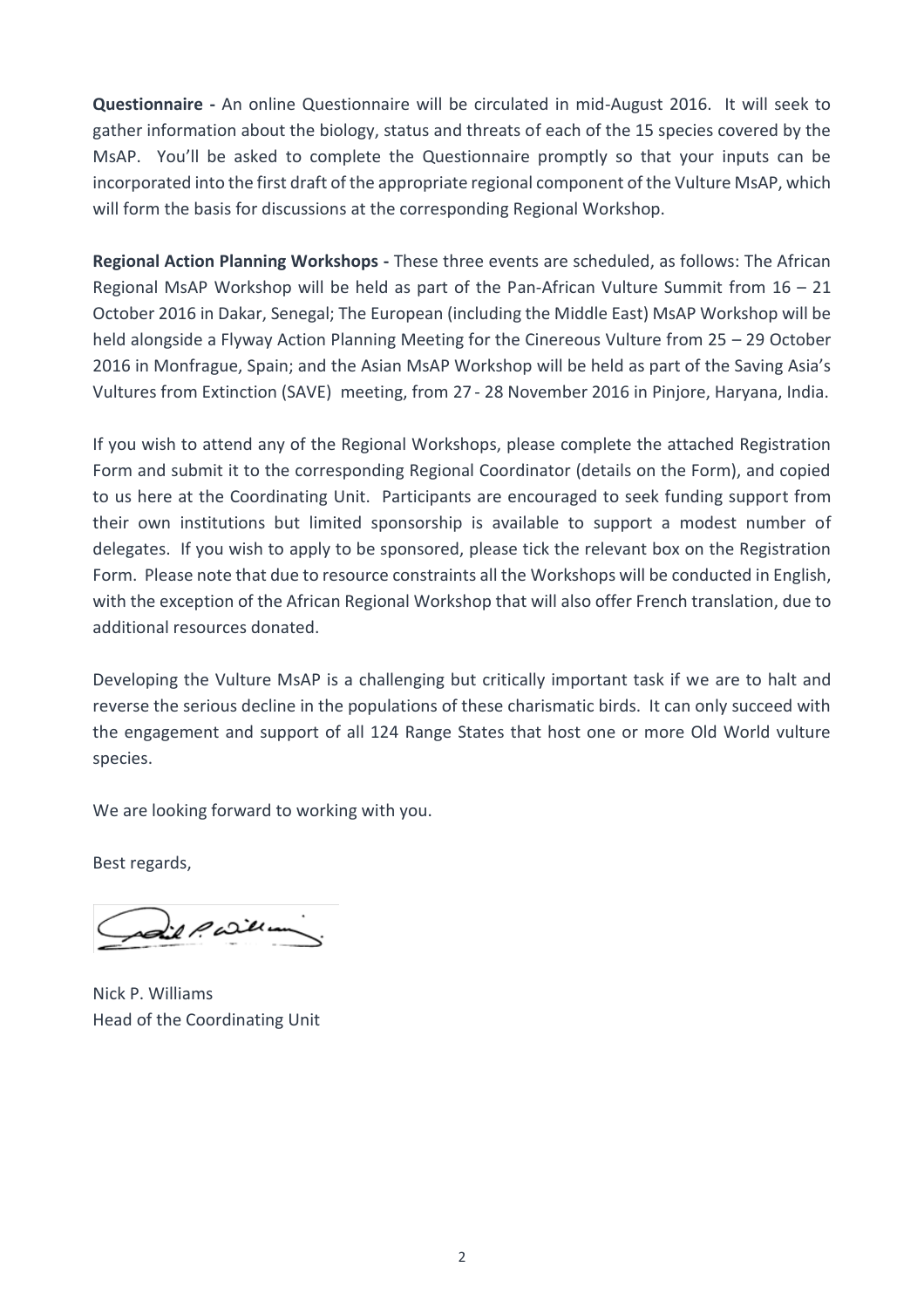**Questionnaire -** An online Questionnaire will be circulated in mid-August 2016. It will seek to gather information about the biology, status and threats of each of the 15 species covered by the MsAP. You'll be asked to complete the Questionnaire promptly so that your inputs can be incorporated into the first draft of the appropriate regional component of the Vulture MsAP, which will form the basis for discussions at the corresponding Regional Workshop.

**Regional Action Planning Workshops -** These three events are scheduled, as follows: The African Regional MsAP Workshop will be held as part of the Pan-African Vulture Summit from 16 – 21 October 2016 in Dakar, Senegal; The European (including the Middle East) MsAP Workshop will be held alongside a Flyway Action Planning Meeting for the Cinereous Vulture from 25 – 29 October 2016 in Monfrague, Spain; and the Asian MsAP Workshop will be held as part of the Saving Asia's Vultures from Extinction (SAVE) meeting, from 27 - 28 November 2016 in Pinjore, Haryana, India.

If you wish to attend any of the Regional Workshops, please complete the attached Registration Form and submit it to the corresponding Regional Coordinator (details on the Form), and copied to us here at the Coordinating Unit. Participants are encouraged to seek funding support from their own institutions but limited sponsorship is available to support a modest number of delegates. If you wish to apply to be sponsored, please tick the relevant box on the Registration Form. Please note that due to resource constraints all the Workshops will be conducted in English, with the exception of the African Regional Workshop that will also offer French translation, due to additional resources donated.

Developing the Vulture MsAP is a challenging but critically important task if we are to halt and reverse the serious decline in the populations of these charismatic birds. It can only succeed with the engagement and support of all 124 Range States that host one or more Old World vulture species.

We are looking forward to working with you.

Best regards,

Nick P. Williams
Head of the Coordinating Unit